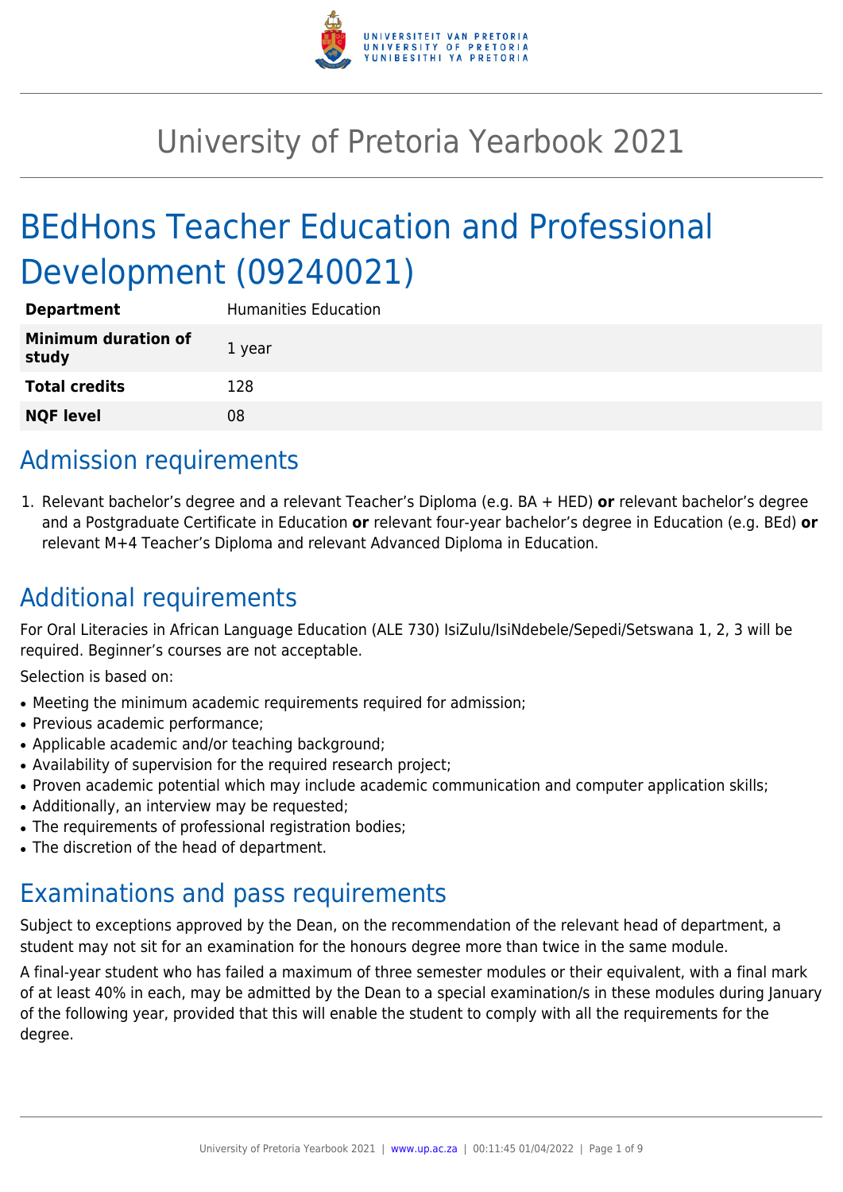# University of Pretoria Yearbook 2021

# BEdHons Teacher Education and Professional Development (09240021)

| | |
|---|---|
| **Department** | Humanities Education |
| **Minimum duration of study** | 1 year |
| **Total credits** | 128 |
| **NQF level** | 08 |

## Admission requirements

1. Relevant bachelor's degree and a relevant Teacher's Diploma (e.g. BA + HED) **or** relevant bachelor's degree and a Postgraduate Certificate in Education **or** relevant four-year bachelor's degree in Education (e.g. BEd) **or** relevant M+4 Teacher's Diploma and relevant Advanced Diploma in Education.

## Additional requirements

For Oral Literacies in African Language Education (ALE 730) IsiZulu/IsiNdebele/Sepedi/Setswana 1, 2, 3 will be required. Beginner's courses are not acceptable.

Selection is based on:

- Meeting the minimum academic requirements required for admission;
- Previous academic performance;
- Applicable academic and/or teaching background;
- Availability of supervision for the required research project;
- Proven academic potential which may include academic communication and computer application skills;
- Additionally, an interview may be requested;
- The requirements of professional registration bodies;
- The discretion of the head of department.

## Examinations and pass requirements

Subject to exceptions approved by the Dean, on the recommendation of the relevant head of department, a student may not sit for an examination for the honours degree more than twice in the same module.

A final-year student who has failed a maximum of three semester modules or their equivalent, with a final mark of at least 40% in each, may be admitted by the Dean to a special examination/s in these modules during January of the following year, provided that this will enable the student to comply with all the requirements for the degree.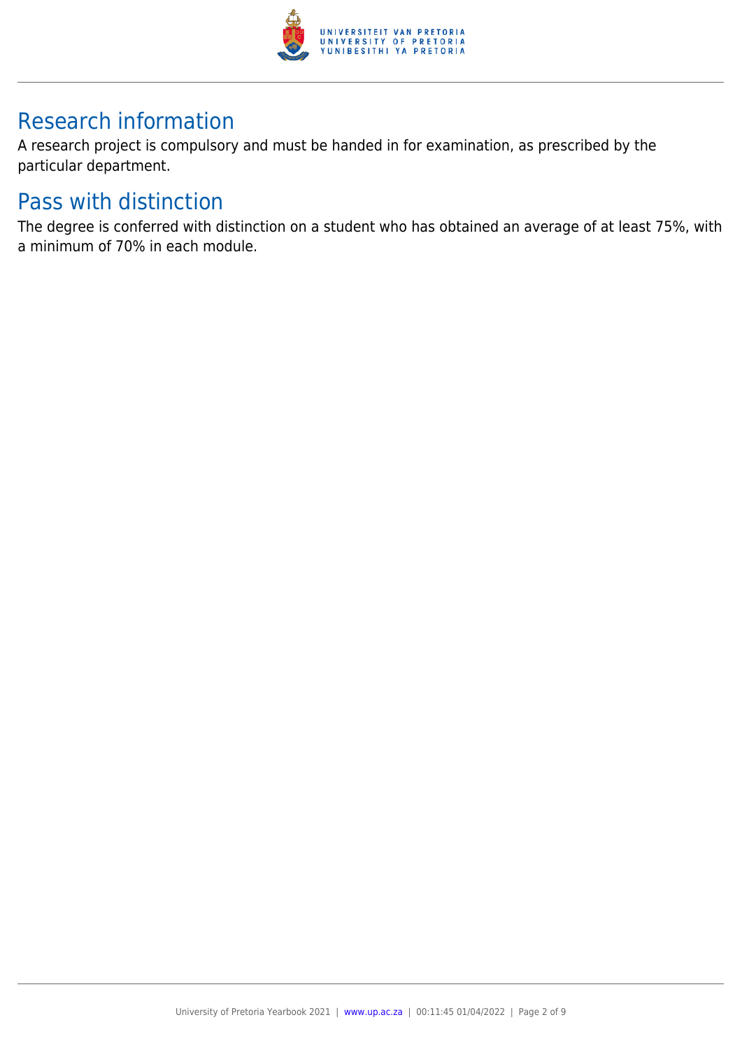## Research information

A research project is compulsory and must be handed in for examination, as prescribed by the particular department.

## Pass with distinction

The degree is conferred with distinction on a student who has obtained an average of at least 75%, with a minimum of 70% in each module.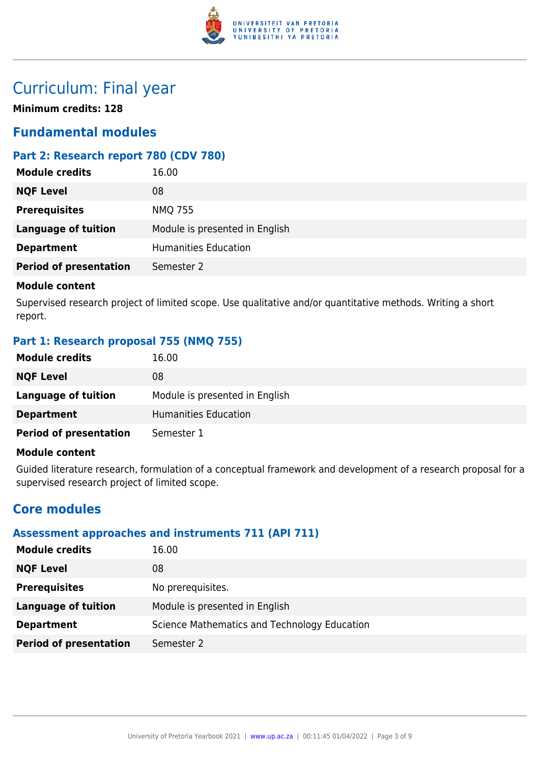# Curriculum: Final year

**Minimum credits: 128**

## Fundamental modules

### Part 2: Research report 780 (CDV 780)

| | |
|---|---|
| **Module credits** | 16.00 |
| **NQF Level** | 08 |
| **Prerequisites** | NMQ 755 |
| **Language of tuition** | Module is presented in English |
| **Department** | Humanities Education |
| **Period of presentation** | Semester 2 |

**Module content**

Supervised research project of limited scope. Use qualitative and/or quantitative methods. Writing a short report.

### Part 1: Research proposal 755 (NMQ 755)

| | |
|---|---|
| **Module credits** | 16.00 |
| **NQF Level** | 08 |
| **Language of tuition** | Module is presented in English |
| **Department** | Humanities Education |
| **Period of presentation** | Semester 1 |

**Module content**

Guided literature research, formulation of a conceptual framework and development of a research proposal for a supervised research project of limited scope.

## Core modules

### Assessment approaches and instruments 711 (API 711)

| | |
|---|---|
| **Module credits** | 16.00 |
| **NQF Level** | 08 |
| **Prerequisites** | No prerequisites. |
| **Language of tuition** | Module is presented in English |
| **Department** | Science Mathematics and Technology Education |
| **Period of presentation** | Semester 2 |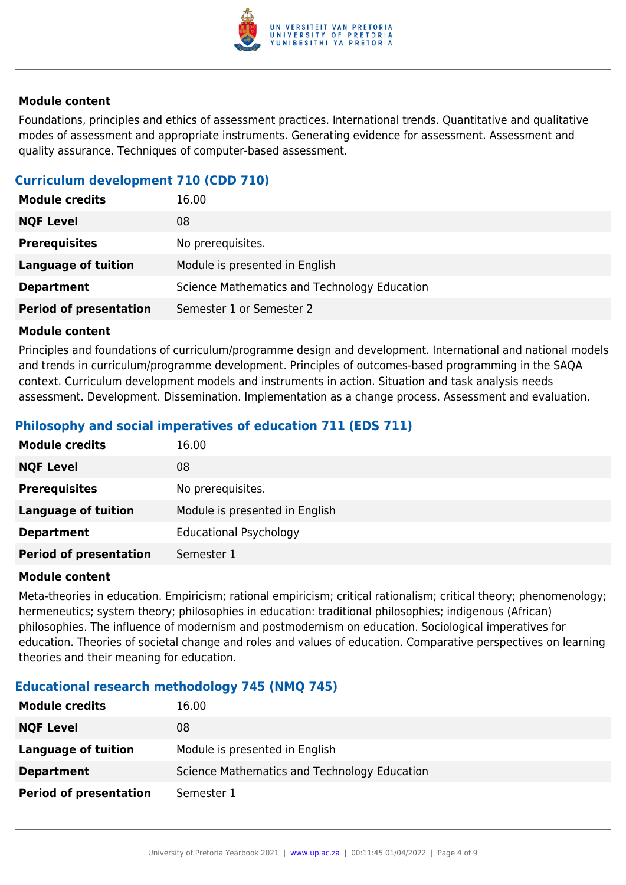#### Module content

Foundations, principles and ethics of assessment practices. International trends. Quantitative and qualitative modes of assessment and appropriate instruments. Generating evidence for assessment. Assessment and quality assurance. Techniques of computer-based assessment.

### Curriculum development 710 (CDD 710)

| | |
|---|---|
| **Module credits** | 16.00 |
| **NQF Level** | 08 |
| **Prerequisites** | No prerequisites. |
| **Language of tuition** | Module is presented in English |
| **Department** | Science Mathematics and Technology Education |
| **Period of presentation** | Semester 1 or Semester 2 |

#### Module content

Principles and foundations of curriculum/programme design and development. International and national models and trends in curriculum/programme development. Principles of outcomes-based programming in the SAQA context. Curriculum development models and instruments in action. Situation and task analysis needs assessment. Development. Dissemination. Implementation as a change process. Assessment and evaluation.

### Philosophy and social imperatives of education 711 (EDS 711)

| | |
|---|---|
| **Module credits** | 16.00 |
| **NQF Level** | 08 |
| **Prerequisites** | No prerequisites. |
| **Language of tuition** | Module is presented in English |
| **Department** | Educational Psychology |
| **Period of presentation** | Semester 1 |

#### Module content

Meta-theories in education. Empiricism; rational empiricism; critical rationalism; critical theory; phenomenology; hermeneutics; system theory; philosophies in education: traditional philosophies; indigenous (African) philosophies. The influence of modernism and postmodernism on education. Sociological imperatives for education. Theories of societal change and roles and values of education. Comparative perspectives on learning theories and their meaning for education.

### Educational research methodology 745 (NMQ 745)

| | |
|---|---|
| **Module credits** | 16.00 |
| **NQF Level** | 08 |
| **Language of tuition** | Module is presented in English |
| **Department** | Science Mathematics and Technology Education |
| **Period of presentation** | Semester 1 |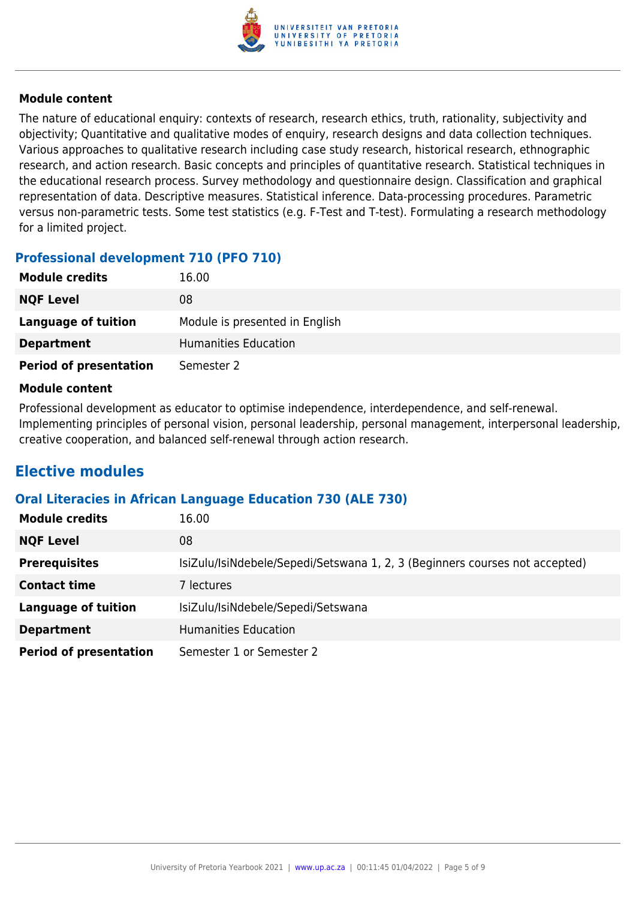#### Module content

The nature of educational enquiry: contexts of research, research ethics, truth, rationality, subjectivity and objectivity; Quantitative and qualitative modes of enquiry, research designs and data collection techniques. Various approaches to qualitative research including case study research, historical research, ethnographic research, and action research. Basic concepts and principles of quantitative research. Statistical techniques in the educational research process. Survey methodology and questionnaire design. Classification and graphical representation of data. Descriptive measures. Statistical inference. Data-processing procedures. Parametric versus non-parametric tests. Some test statistics (e.g. F-Test and T-test). Formulating a research methodology for a limited project.

### Professional development 710 (PFO 710)

| | |
|---|---|
| **Module credits** | 16.00 |
| **NQF Level** | 08 |
| **Language of tuition** | Module is presented in English |
| **Department** | Humanities Education |
| **Period of presentation** | Semester 2 |

#### Module content

Professional development as educator to optimise independence, interdependence, and self-renewal. Implementing principles of personal vision, personal leadership, personal management, interpersonal leadership, creative cooperation, and balanced self-renewal through action research.

## Elective modules

### Oral Literacies in African Language Education 730 (ALE 730)

| | |
|---|---|
| **Module credits** | 16.00 |
| **NQF Level** | 08 |
| **Prerequisites** | IsiZulu/IsiNdebele/Sepedi/Setswana 1, 2, 3 (Beginners courses not accepted) |
| **Contact time** | 7 lectures |
| **Language of tuition** | IsiZulu/IsiNdebele/Sepedi/Setswana |
| **Department** | Humanities Education |
| **Period of presentation** | Semester 1 or Semester 2 |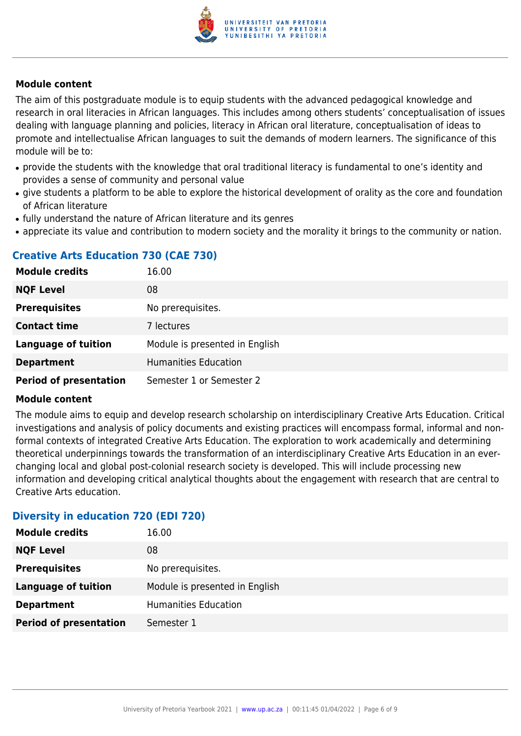#### Module content

The aim of this postgraduate module is to equip students with the advanced pedagogical knowledge and research in oral literacies in African languages. This includes among others students' conceptualisation of issues dealing with language planning and policies, literacy in African oral literature, conceptualisation of ideas to promote and intellectualise African languages to suit the demands of modern learners. The significance of this module will be to:

- provide the students with the knowledge that oral traditional literacy is fundamental to one's identity and provides a sense of community and personal value
- give students a platform to be able to explore the historical development of orality as the core and foundation of African literature
- fully understand the nature of African literature and its genres
- appreciate its value and contribution to modern society and the morality it brings to the community or nation.

### Creative Arts Education 730 (CAE 730)

| | |
|---|---|
| **Module credits** | 16.00 |
| **NQF Level** | 08 |
| **Prerequisites** | No prerequisites. |
| **Contact time** | 7 lectures |
| **Language of tuition** | Module is presented in English |
| **Department** | Humanities Education |
| **Period of presentation** | Semester 1 or Semester 2 |

#### Module content

The module aims to equip and develop research scholarship on interdisciplinary Creative Arts Education. Critical investigations and analysis of policy documents and existing practices will encompass formal, informal and non-formal contexts of integrated Creative Arts Education. The exploration to work academically and determining theoretical underpinnings towards the transformation of an interdisciplinary Creative Arts Education in an ever-changing local and global post-colonial research society is developed. This will include processing new information and developing critical analytical thoughts about the engagement with research that are central to Creative Arts education.

### Diversity in education 720 (EDI 720)

| | |
|---|---|
| **Module credits** | 16.00 |
| **NQF Level** | 08 |
| **Prerequisites** | No prerequisites. |
| **Language of tuition** | Module is presented in English |
| **Department** | Humanities Education |
| **Period of presentation** | Semester 1 |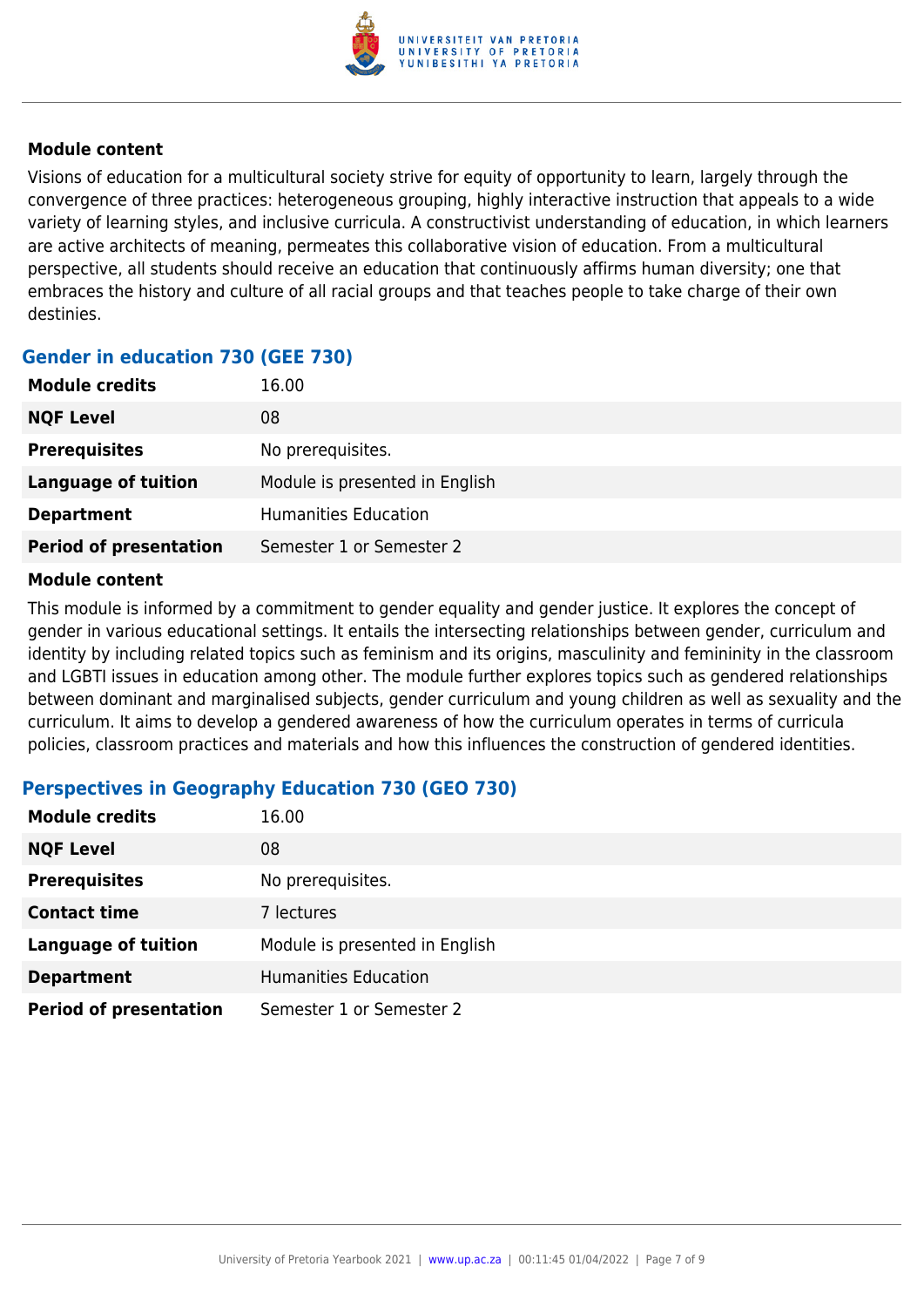**Module content**

Visions of education for a multicultural society strive for equity of opportunity to learn, largely through the convergence of three practices: heterogeneous grouping, highly interactive instruction that appeals to a wide variety of learning styles, and inclusive curricula. A constructivist understanding of education, in which learners are active architects of meaning, permeates this collaborative vision of education. From a multicultural perspective, all students should receive an education that continuously affirms human diversity; one that embraces the history and culture of all racial groups and that teaches people to take charge of their own destinies.

### Gender in education 730 (GEE 730)

| | |
|---|---|
| **Module credits** | 16.00 |
| **NQF Level** | 08 |
| **Prerequisites** | No prerequisites. |
| **Language of tuition** | Module is presented in English |
| **Department** | Humanities Education |
| **Period of presentation** | Semester 1 or Semester 2 |

**Module content**

This module is informed by a commitment to gender equality and gender justice. It explores the concept of gender in various educational settings. It entails the intersecting relationships between gender, curriculum and identity by including related topics such as feminism and its origins, masculinity and femininity in the classroom and LGBTI issues in education among other. The module further explores topics such as gendered relationships between dominant and marginalised subjects, gender curriculum and young children as well as sexuality and the curriculum. It aims to develop a gendered awareness of how the curriculum operates in terms of curricula policies, classroom practices and materials and how this influences the construction of gendered identities.

### Perspectives in Geography Education 730 (GEO 730)

| | |
|---|---|
| **Module credits** | 16.00 |
| **NQF Level** | 08 |
| **Prerequisites** | No prerequisites. |
| **Contact time** | 7 lectures |
| **Language of tuition** | Module is presented in English |
| **Department** | Humanities Education |
| **Period of presentation** | Semester 1 or Semester 2 |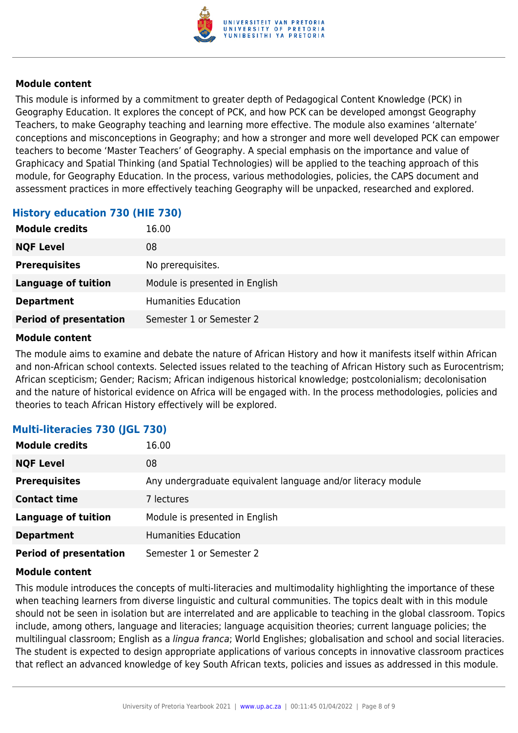**Module content**

This module is informed by a commitment to greater depth of Pedagogical Content Knowledge (PCK) in Geography Education. It explores the concept of PCK, and how PCK can be developed amongst Geography Teachers, to make Geography teaching and learning more effective. The module also examines 'alternate' conceptions and misconceptions in Geography; and how a stronger and more well developed PCK can empower teachers to become 'Master Teachers' of Geography. A special emphasis on the importance and value of Graphicacy and Spatial Thinking (and Spatial Technologies) will be applied to the teaching approach of this module, for Geography Education. In the process, various methodologies, policies, the CAPS document and assessment practices in more effectively teaching Geography will be unpacked, researched and explored.

### History education 730 (HIE 730)

| **Module credits** | 16.00 |
| --- | --- |
| **NQF Level** | 08 |
| **Prerequisites** | No prerequisites. |
| **Language of tuition** | Module is presented in English |
| **Department** | Humanities Education |
| **Period of presentation** | Semester 1 or Semester 2 |

**Module content**

The module aims to examine and debate the nature of African History and how it manifests itself within African and non-African school contexts. Selected issues related to the teaching of African History such as Eurocentrism; African scepticism; Gender; Racism; African indigenous historical knowledge; postcolonialism; decolonisation and the nature of historical evidence on Africa will be engaged with. In the process methodologies, policies and theories to teach African History effectively will be explored.

### Multi-literacies 730 (JGL 730)

| **Module credits** | 16.00 |
| --- | --- |
| **NQF Level** | 08 |
| **Prerequisites** | Any undergraduate equivalent language and/or literacy module |
| **Contact time** | 7 lectures |
| **Language of tuition** | Module is presented in English |
| **Department** | Humanities Education |
| **Period of presentation** | Semester 1 or Semester 2 |

**Module content**

This module introduces the concepts of multi-literacies and multimodality highlighting the importance of these when teaching learners from diverse linguistic and cultural communities. The topics dealt with in this module should not be seen in isolation but are interrelated and are applicable to teaching in the global classroom. Topics include, among others, language and literacies; language acquisition theories; current language policies; the multilingual classroom; English as a *lingua franca*; World Englishes; globalisation and school and social literacies. The student is expected to design appropriate applications of various concepts in innovative classroom practices that reflect an advanced knowledge of key South African texts, policies and issues as addressed in this module.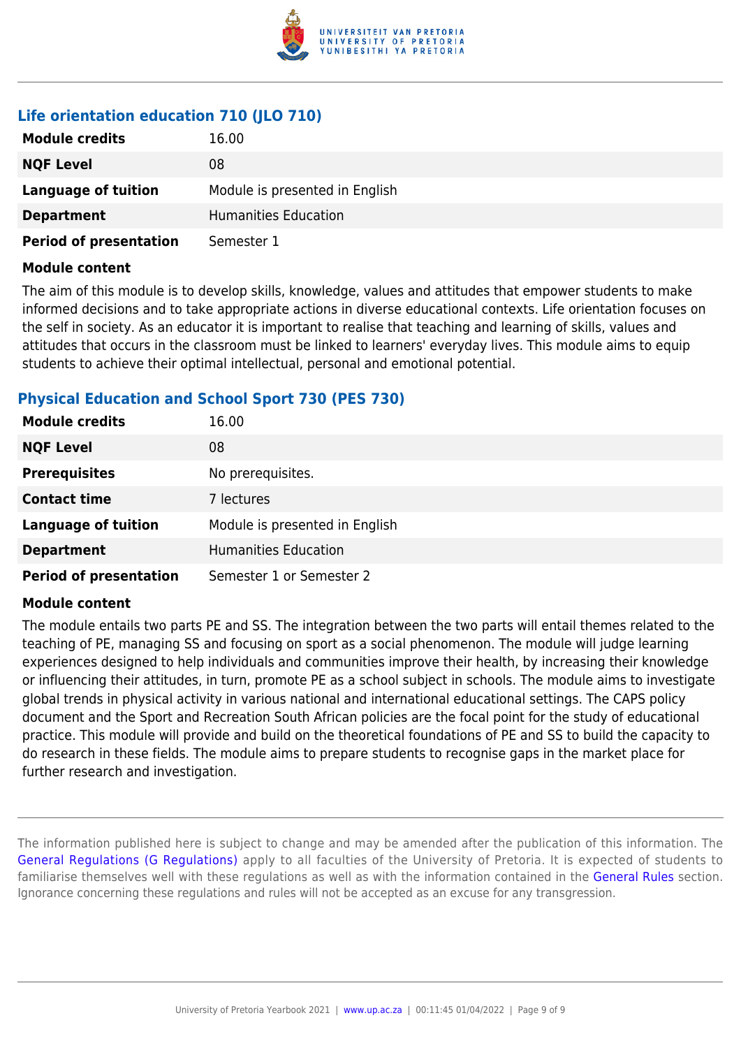### Life orientation education 710 (JLO 710)

| | |
|---|---|
| **Module credits** | 16.00 |
| **NQF Level** | 08 |
| **Language of tuition** | Module is presented in English |
| **Department** | Humanities Education |
| **Period of presentation** | Semester 1 |

**Module content**

The aim of this module is to develop skills, knowledge, values and attitudes that empower students to make informed decisions and to take appropriate actions in diverse educational contexts. Life orientation focuses on the self in society. As an educator it is important to realise that teaching and learning of skills, values and attitudes that occurs in the classroom must be linked to learners' everyday lives. This module aims to equip students to achieve their optimal intellectual, personal and emotional potential.

### Physical Education and School Sport 730 (PES 730)

| | |
|---|---|
| **Module credits** | 16.00 |
| **NQF Level** | 08 |
| **Prerequisites** | No prerequisites. |
| **Contact time** | 7 lectures |
| **Language of tuition** | Module is presented in English |
| **Department** | Humanities Education |
| **Period of presentation** | Semester 1 or Semester 2 |

**Module content**

The module entails two parts PE and SS. The integration between the two parts will entail themes related to the teaching of PE, managing SS and focusing on sport as a social phenomenon. The module will judge learning experiences designed to help individuals and communities improve their health, by increasing their knowledge or influencing their attitudes, in turn, promote PE as a school subject in schools. The module aims to investigate global trends in physical activity in various national and international educational settings. The CAPS policy document and the Sport and Recreation South African policies are the focal point for the study of educational practice. This module will provide and build on the theoretical foundations of PE and SS to build the capacity to do research in these fields. The module aims to prepare students to recognise gaps in the market place for further research and investigation.

---

The information published here is subject to change and may be amended after the publication of this information. The General Regulations (G Regulations) apply to all faculties of the University of Pretoria. It is expected of students to familiarise themselves well with these regulations as well as with the information contained in the General Rules section. Ignorance concerning these regulations and rules will not be accepted as an excuse for any transgression.